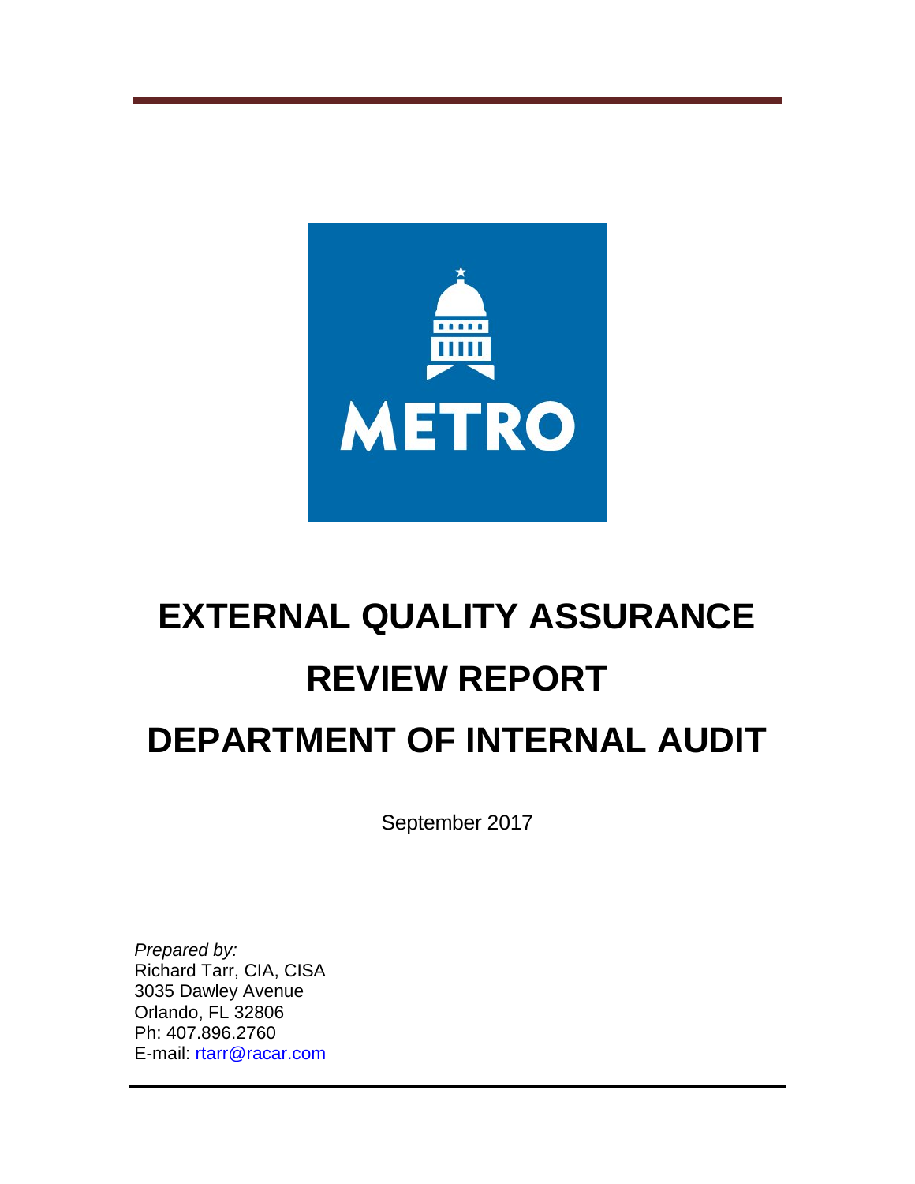METRO

# EXTERNAL QUALITY ASSURANCE REVIEW REPORT DEPARTMENT OF INTERNAL AUDIT

September 2017

*Prepared by:*
Richard Tarr, CIA, CISA
3035 Dawley Avenue
Orlando, FL 32806
Ph: 407.896.2760
E-mail: [rtarr@racar.com](mailto:rtarr@racar.com)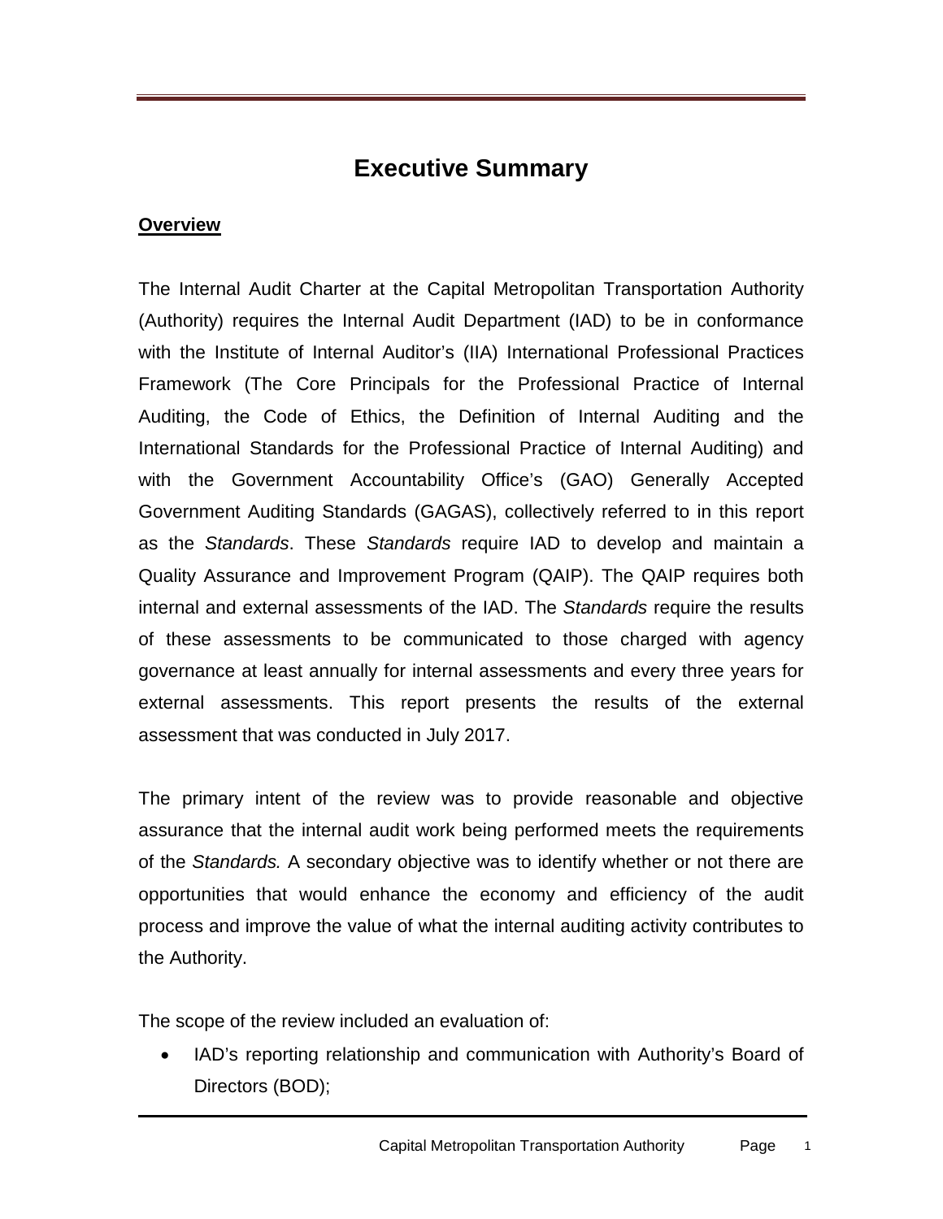# Executive Summary

## Overview

The Internal Audit Charter at the Capital Metropolitan Transportation Authority (Authority) requires the Internal Audit Department (IAD) to be in conformance with the Institute of Internal Auditor's (IIA) International Professional Practices Framework (The Core Principals for the Professional Practice of Internal Auditing, the Code of Ethics, the Definition of Internal Auditing and the International Standards for the Professional Practice of Internal Auditing) and with the Government Accountability Office's (GAO) Generally Accepted Government Auditing Standards (GAGAS), collectively referred to in this report as the *Standards*. These *Standards* require IAD to develop and maintain a Quality Assurance and Improvement Program (QAIP). The QAIP requires both internal and external assessments of the IAD. The *Standards* require the results of these assessments to be communicated to those charged with agency governance at least annually for internal assessments and every three years for external assessments. This report presents the results of the external assessment that was conducted in July 2017.

The primary intent of the review was to provide reasonable and objective assurance that the internal audit work being performed meets the requirements of the *Standards.* A secondary objective was to identify whether or not there are opportunities that would enhance the economy and efficiency of the audit process and improve the value of what the internal auditing activity contributes to the Authority.

The scope of the review included an evaluation of:

- IAD's reporting relationship and communication with Authority's Board of Directors (BOD);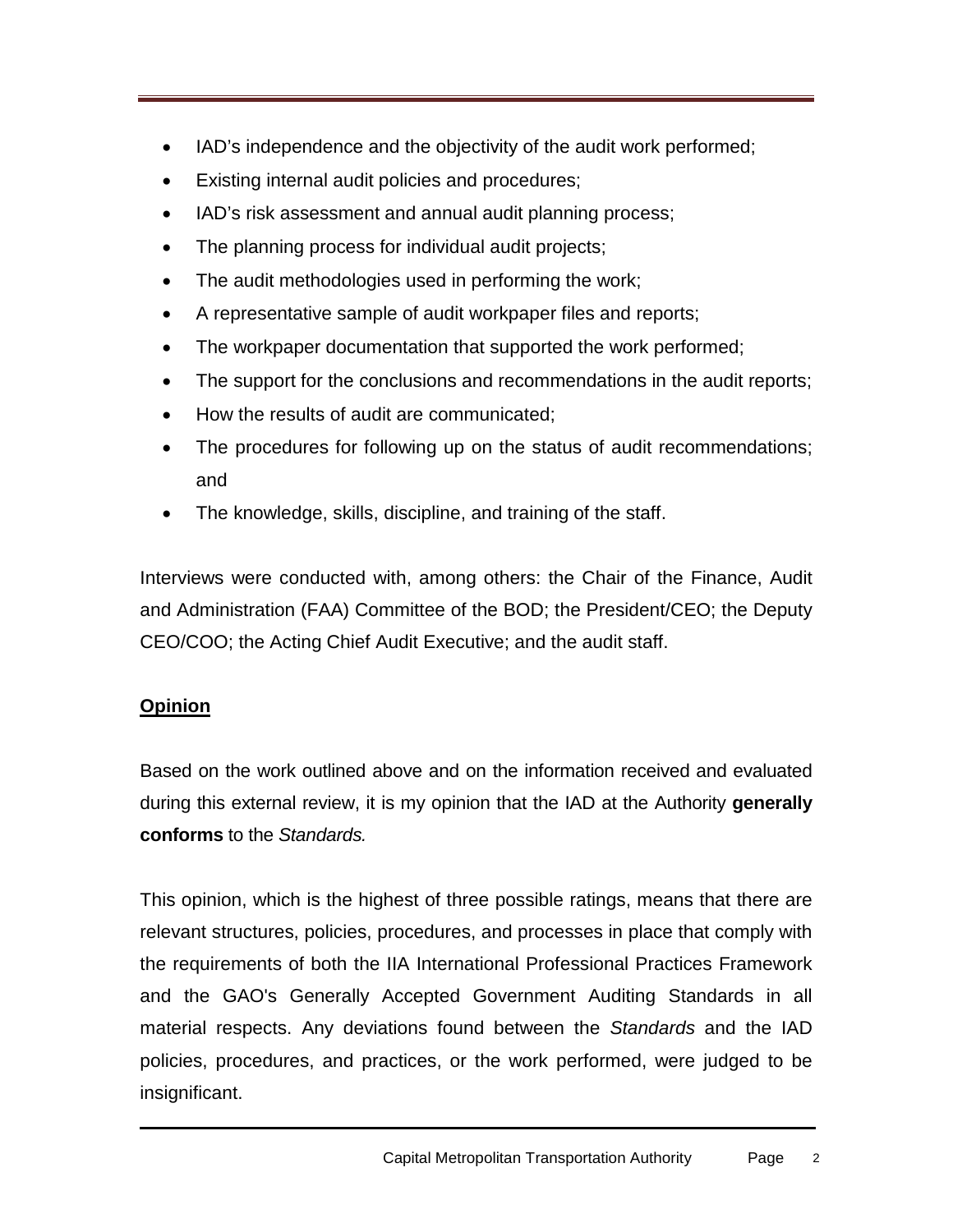- IAD's independence and the objectivity of the audit work performed;
- Existing internal audit policies and procedures;
- IAD's risk assessment and annual audit planning process;
- The planning process for individual audit projects;
- The audit methodologies used in performing the work;
- A representative sample of audit workpaper files and reports;
- The workpaper documentation that supported the work performed;
- The support for the conclusions and recommendations in the audit reports;
- How the results of audit are communicated;
- The procedures for following up on the status of audit recommendations; and
- The knowledge, skills, discipline, and training of the staff.

Interviews were conducted with, among others: the Chair of the Finance, Audit and Administration (FAA) Committee of the BOD; the President/CEO; the Deputy CEO/COO; the Acting Chief Audit Executive; and the audit staff.

**Opinion**

Based on the work outlined above and on the information received and evaluated during this external review, it is my opinion that the IAD at the Authority **generally conforms** to the *Standards.*

This opinion, which is the highest of three possible ratings, means that there are relevant structures, policies, procedures, and processes in place that comply with the requirements of both the IIA International Professional Practices Framework and the GAO's Generally Accepted Government Auditing Standards in all material respects. Any deviations found between the *Standards* and the IAD policies, procedures, and practices, or the work performed, were judged to be insignificant.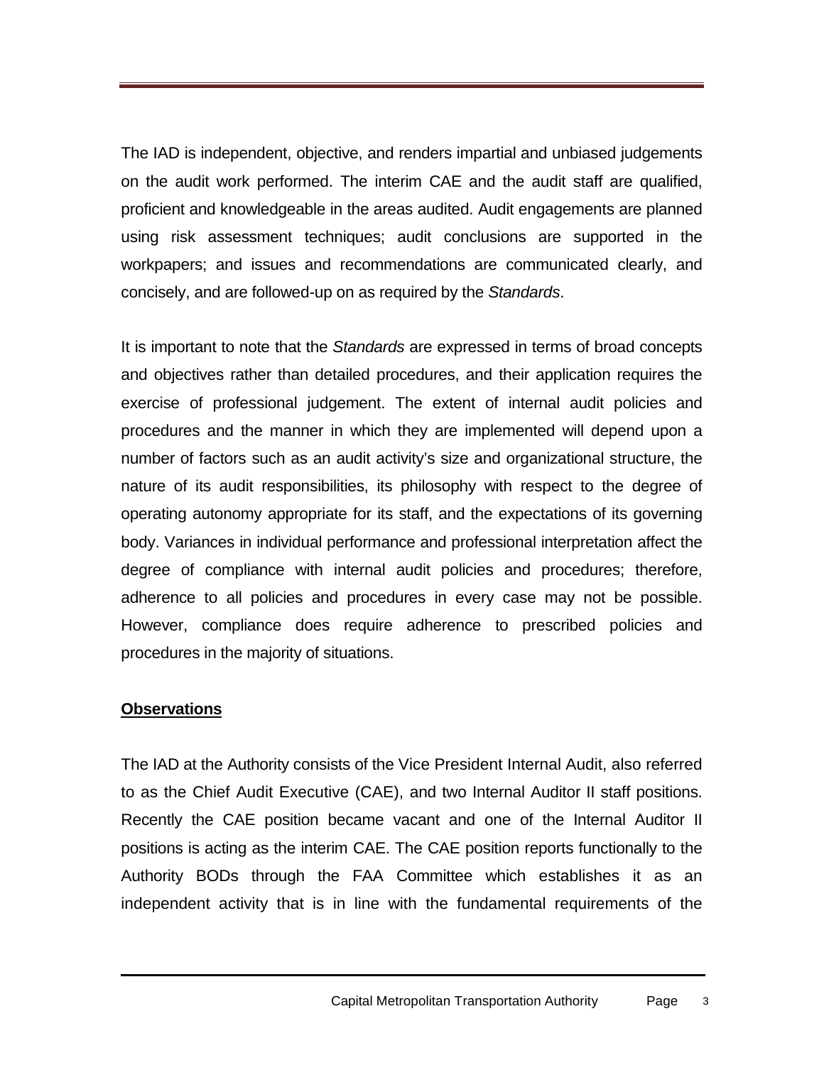The IAD is independent, objective, and renders impartial and unbiased judgements on the audit work performed. The interim CAE and the audit staff are qualified, proficient and knowledgeable in the areas audited. Audit engagements are planned using risk assessment techniques; audit conclusions are supported in the workpapers; and issues and recommendations are communicated clearly, and concisely, and are followed-up on as required by the *Standards*.

It is important to note that the *Standards* are expressed in terms of broad concepts and objectives rather than detailed procedures, and their application requires the exercise of professional judgement. The extent of internal audit policies and procedures and the manner in which they are implemented will depend upon a number of factors such as an audit activity's size and organizational structure, the nature of its audit responsibilities, its philosophy with respect to the degree of operating autonomy appropriate for its staff, and the expectations of its governing body. Variances in individual performance and professional interpretation affect the degree of compliance with internal audit policies and procedures; therefore, adherence to all policies and procedures in every case may not be possible. However, compliance does require adherence to prescribed policies and procedures in the majority of situations.

**Observations**

The IAD at the Authority consists of the Vice President Internal Audit, also referred to as the Chief Audit Executive (CAE), and two Internal Auditor II staff positions. Recently the CAE position became vacant and one of the Internal Auditor II positions is acting as the interim CAE. The CAE position reports functionally to the Authority BODs through the FAA Committee which establishes it as an independent activity that is in line with the fundamental requirements of the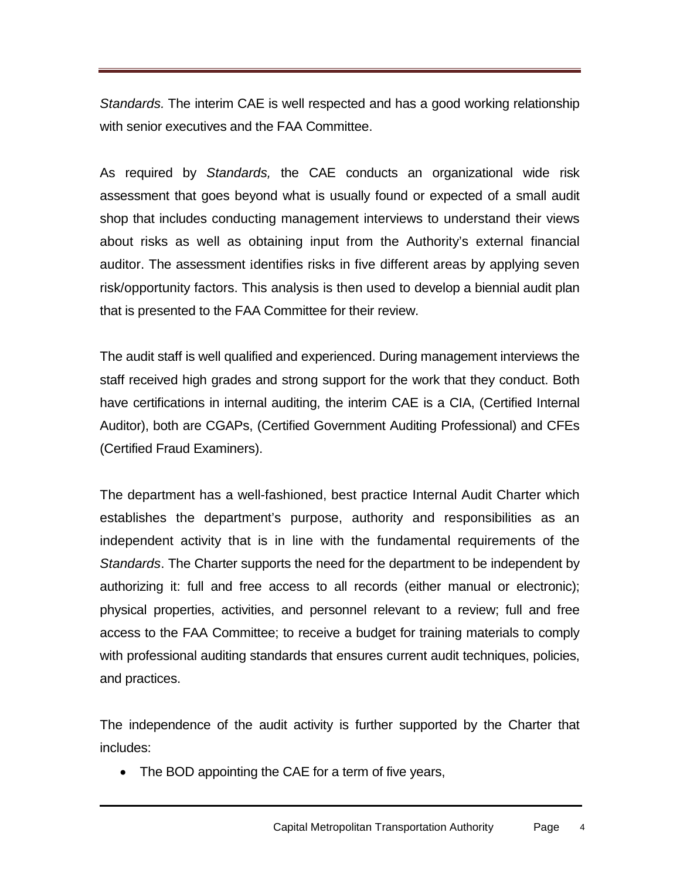*Standards.* The interim CAE is well respected and has a good working relationship with senior executives and the FAA Committee.

As required by *Standards,* the CAE conducts an organizational wide risk assessment that goes beyond what is usually found or expected of a small audit shop that includes conducting management interviews to understand their views about risks as well as obtaining input from the Authority's external financial auditor. The assessment identifies risks in five different areas by applying seven risk/opportunity factors. This analysis is then used to develop a biennial audit plan that is presented to the FAA Committee for their review.

The audit staff is well qualified and experienced. During management interviews the staff received high grades and strong support for the work that they conduct. Both have certifications in internal auditing, the interim CAE is a CIA, (Certified Internal Auditor), both are CGAPs, (Certified Government Auditing Professional) and CFEs (Certified Fraud Examiners).

The department has a well-fashioned, best practice Internal Audit Charter which establishes the department's purpose, authority and responsibilities as an independent activity that is in line with the fundamental requirements of the *Standards*. The Charter supports the need for the department to be independent by authorizing it: full and free access to all records (either manual or electronic); physical properties, activities, and personnel relevant to a review; full and free access to the FAA Committee; to receive a budget for training materials to comply with professional auditing standards that ensures current audit techniques, policies, and practices.

The independence of the audit activity is further supported by the Charter that includes:

- The BOD appointing the CAE for a term of five years,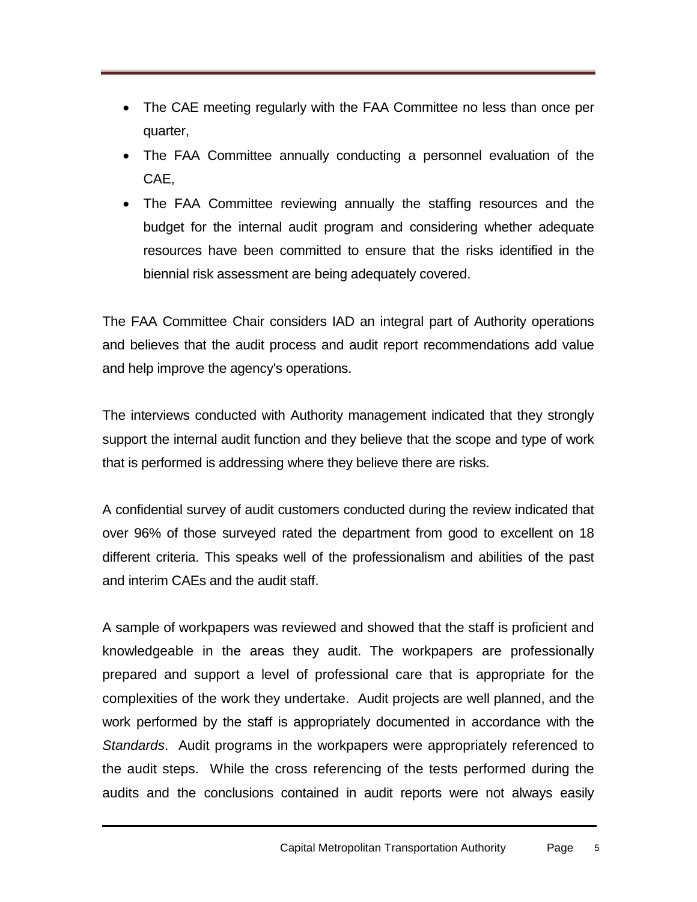- The CAE meeting regularly with the FAA Committee no less than once per quarter,
- The FAA Committee annually conducting a personnel evaluation of the CAE,
- The FAA Committee reviewing annually the staffing resources and the budget for the internal audit program and considering whether adequate resources have been committed to ensure that the risks identified in the biennial risk assessment are being adequately covered.

The FAA Committee Chair considers IAD an integral part of Authority operations and believes that the audit process and audit report recommendations add value and help improve the agency's operations.

The interviews conducted with Authority management indicated that they strongly support the internal audit function and they believe that the scope and type of work that is performed is addressing where they believe there are risks.

A confidential survey of audit customers conducted during the review indicated that over 96% of those surveyed rated the department from good to excellent on 18 different criteria. This speaks well of the professionalism and abilities of the past and interim CAEs and the audit staff.

A sample of workpapers was reviewed and showed that the staff is proficient and knowledgeable in the areas they audit. The workpapers are professionally prepared and support a level of professional care that is appropriate for the complexities of the work they undertake. Audit projects are well planned, and the work performed by the staff is appropriately documented in accordance with the *Standards*. Audit programs in the workpapers were appropriately referenced to the audit steps. While the cross referencing of the tests performed during the audits and the conclusions contained in audit reports were not always easily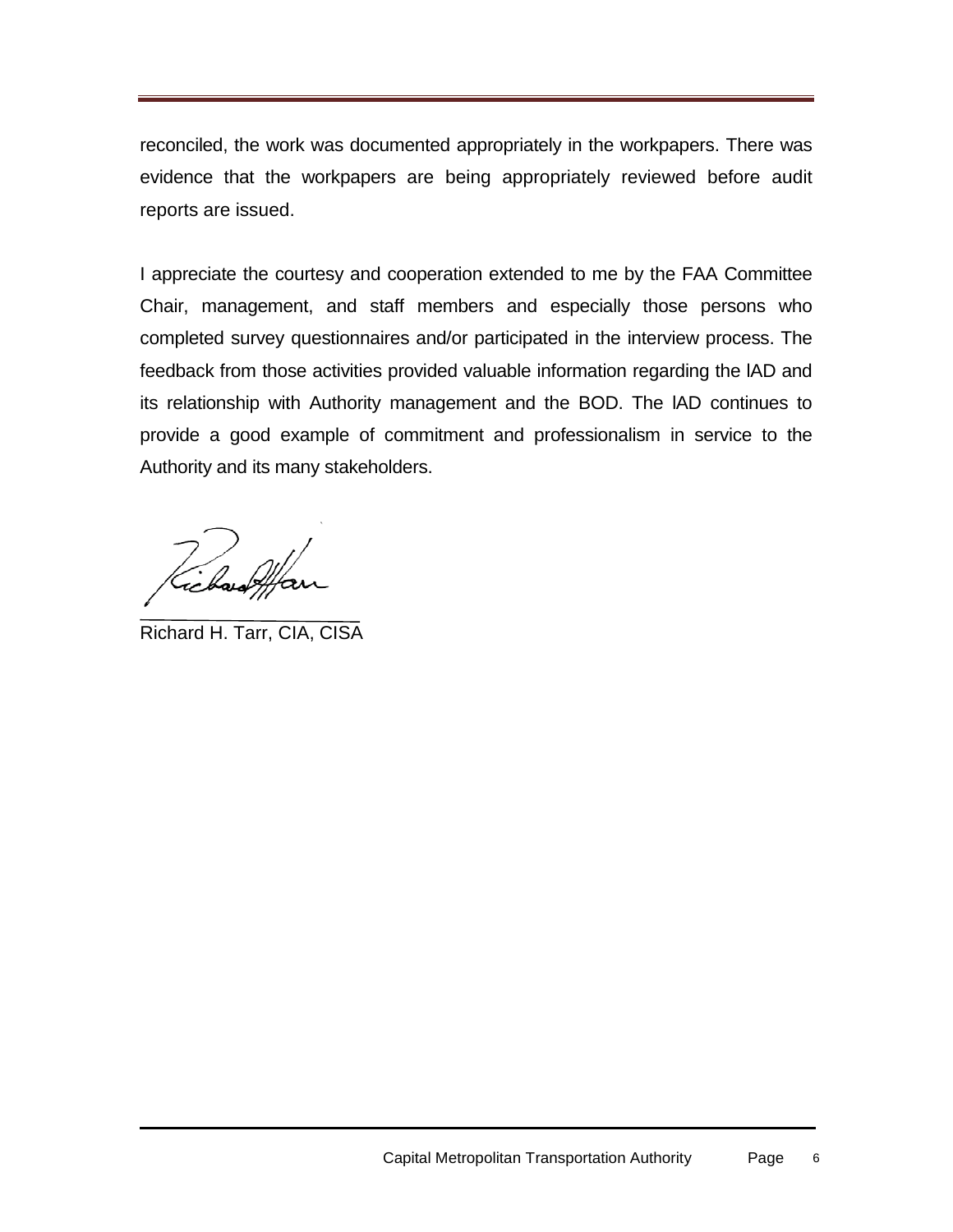reconciled, the work was documented appropriately in the workpapers. There was evidence that the workpapers are being appropriately reviewed before audit reports are issued.

I appreciate the courtesy and cooperation extended to me by the FAA Committee Chair, management, and staff members and especially those persons who completed survey questionnaires and/or participated in the interview process. The feedback from those activities provided valuable information regarding the IAD and its relationship with Authority management and the BOD. The IAD continues to provide a good example of commitment and professionalism in service to the Authority and its many stakeholders.

\_\_\_\_\_\_\_\_\_\_\_\_\_\_\_\_\_\_\_\_\_\_\_\_

Richard H. Tarr, CIA, CISA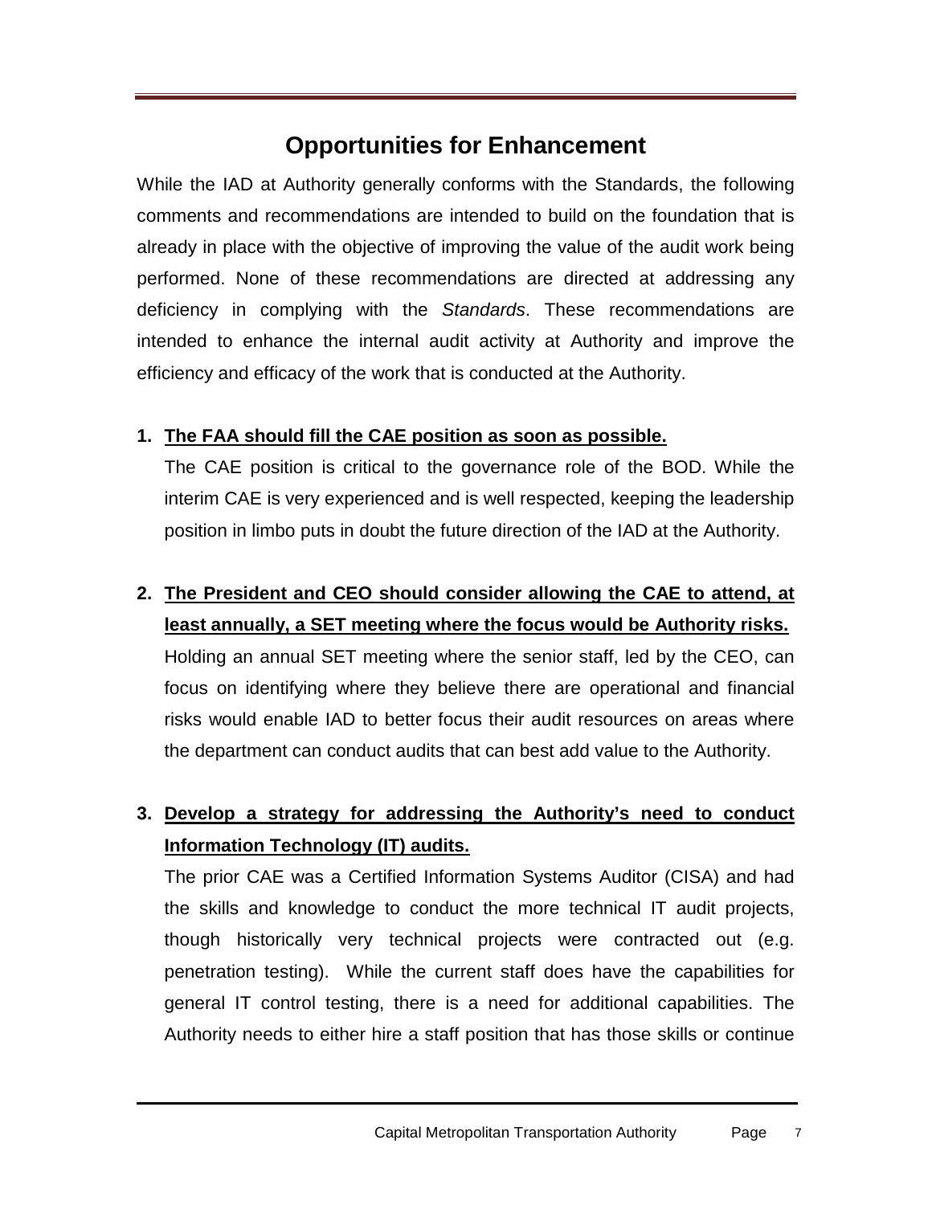## Opportunities for Enhancement

While the IAD at Authority generally conforms with the Standards, the following comments and recommendations are intended to build on the foundation that is already in place with the objective of improving the value of the audit work being performed. None of these recommendations are directed at addressing any deficiency in complying with the *Standards*. These recommendations are intended to enhance the internal audit activity at Authority and improve the efficiency and efficacy of the work that is conducted at the Authority.

1. **The FAA should fill the CAE position as soon as possible.**

   The CAE position is critical to the governance role of the BOD. While the interim CAE is very experienced and is well respected, keeping the leadership position in limbo puts in doubt the future direction of the IAD at the Authority.

2. **The President and CEO should consider allowing the CAE to attend, at least annually, a SET meeting where the focus would be Authority risks.**

   Holding an annual SET meeting where the senior staff, led by the CEO, can focus on identifying where they believe there are operational and financial risks would enable IAD to better focus their audit resources on areas where the department can conduct audits that can best add value to the Authority.

3. **Develop a strategy for addressing the Authority's need to conduct Information Technology (IT) audits.**

   The prior CAE was a Certified Information Systems Auditor (CISA) and had the skills and knowledge to conduct the more technical IT audit projects, though historically very technical projects were contracted out (e.g. penetration testing). While the current staff does have the capabilities for general IT control testing, there is a need for additional capabilities. The Authority needs to either hire a staff position that has those skills or continue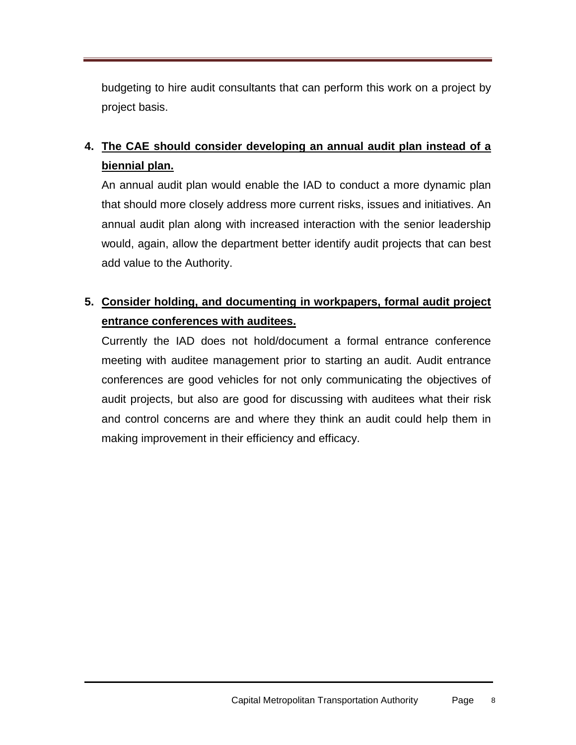budgeting to hire audit consultants that can perform this work on a project by project basis.

4. **The CAE should consider developing an annual audit plan instead of a biennial plan.**

   An annual audit plan would enable the IAD to conduct a more dynamic plan that should more closely address more current risks, issues and initiatives. An annual audit plan along with increased interaction with the senior leadership would, again, allow the department better identify audit projects that can best add value to the Authority.

5. **Consider holding, and documenting in workpapers, formal audit project entrance conferences with auditees.**

   Currently the IAD does not hold/document a formal entrance conference meeting with auditee management prior to starting an audit. Audit entrance conferences are good vehicles for not only communicating the objectives of audit projects, but also are good for discussing with auditees what their risk and control concerns are and where they think an audit could help them in making improvement in their efficiency and efficacy.